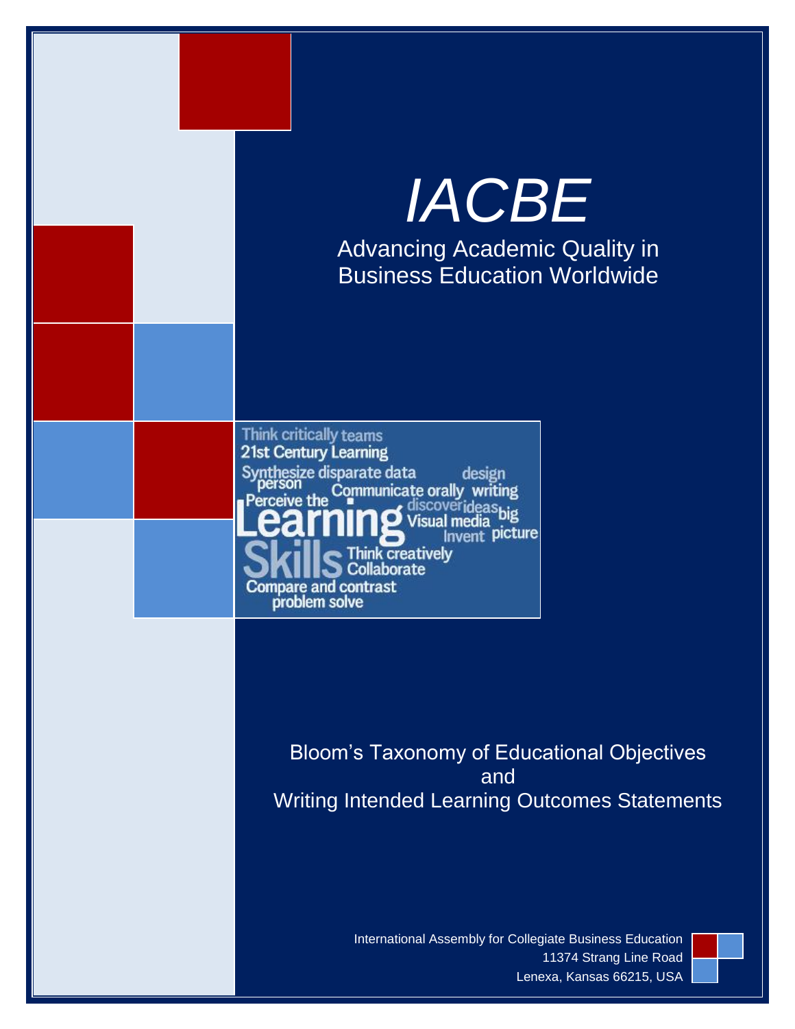# *IACBE*

Advancing Academic Quality in Business Education Worldwide

## Bloom's Taxonomy of Educational Objectives and Writing Intended Learning Outcomes Statements

International Assembly for Collegiate Business Education
11374 Strang Line Road
Lenexa, Kansas 66215, USA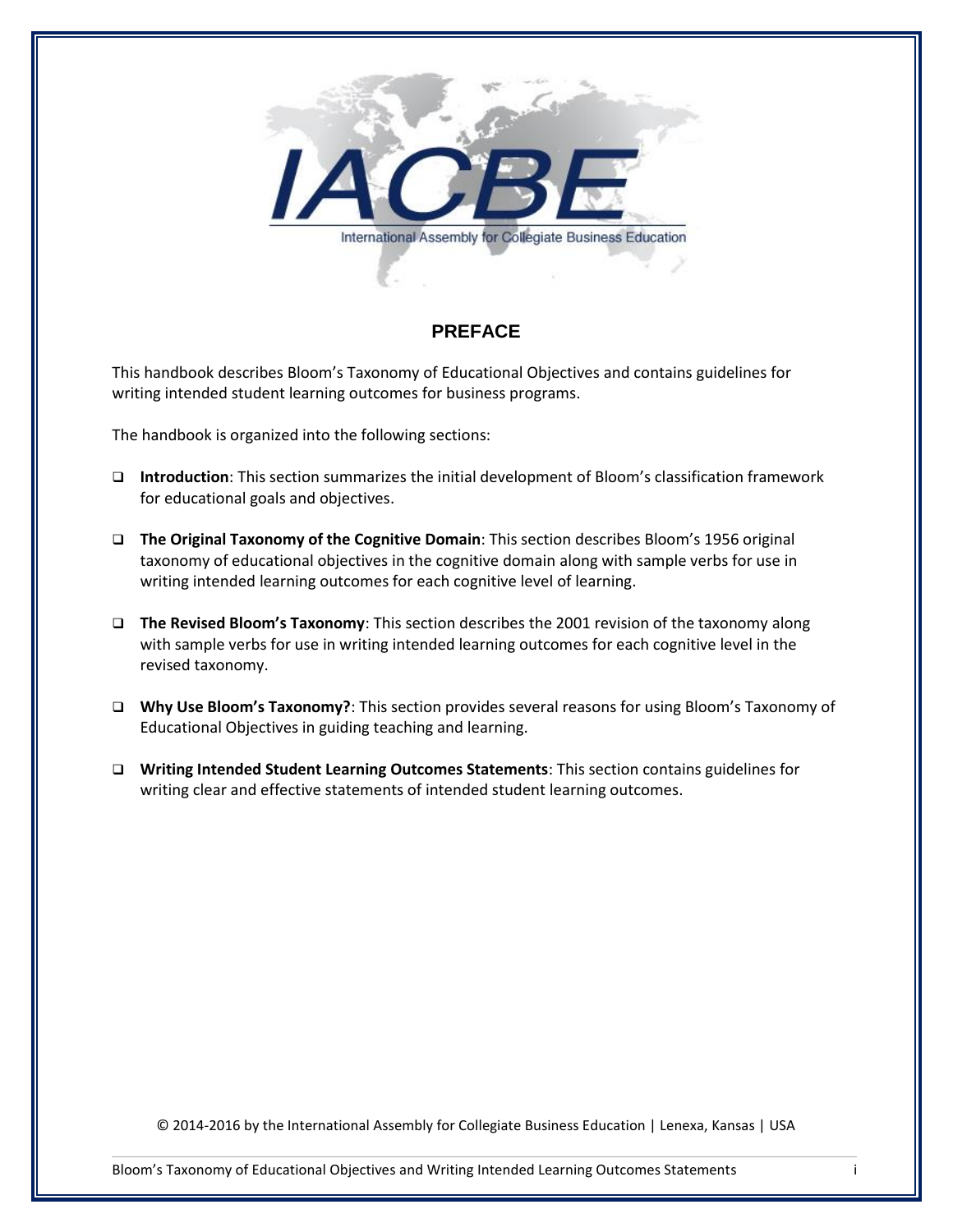IACBE

International Assembly for Collegiate Business Education

## PREFACE

This handbook describes Bloom's Taxonomy of Educational Objectives and contains guidelines for writing intended student learning outcomes for business programs.

The handbook is organized into the following sections:

- **Introduction**: This section summarizes the initial development of Bloom's classification framework for educational goals and objectives.
- **The Original Taxonomy of the Cognitive Domain**: This section describes Bloom's 1956 original taxonomy of educational objectives in the cognitive domain along with sample verbs for use in writing intended learning outcomes for each cognitive level of learning.
- **The Revised Bloom's Taxonomy**: This section describes the 2001 revision of the taxonomy along with sample verbs for use in writing intended learning outcomes for each cognitive level in the revised taxonomy.
- **Why Use Bloom's Taxonomy?**: This section provides several reasons for using Bloom's Taxonomy of Educational Objectives in guiding teaching and learning.
- **Writing Intended Student Learning Outcomes Statements**: This section contains guidelines for writing clear and effective statements of intended student learning outcomes.

© 2014-2016 by the International Assembly for Collegiate Business Education | Lenexa, Kansas | USA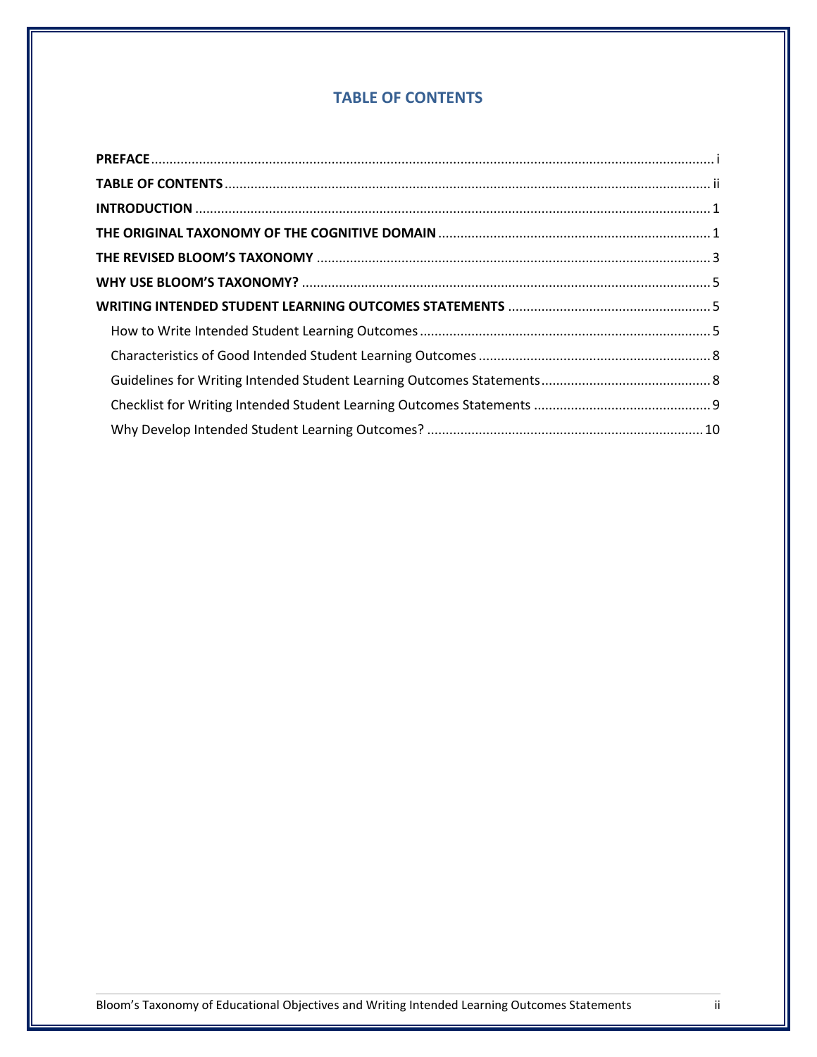# TABLE OF CONTENTS

**PREFACE** ........................................................ i

**TABLE OF CONTENTS** ........................................................ ii

**INTRODUCTION** ........................................................ 1

**THE ORIGINAL TAXONOMY OF THE COGNITIVE DOMAIN** ........................................................ 1

**THE REVISED BLOOM'S TAXONOMY** ........................................................ 3

**WHY USE BLOOM'S TAXONOMY?** ........................................................ 5

**WRITING INTENDED STUDENT LEARNING OUTCOMES STATEMENTS** ........................................................ 5

- How to Write Intended Student Learning Outcomes ........................................................ 5
- Characteristics of Good Intended Student Learning Outcomes ........................................................ 8
- Guidelines for Writing Intended Student Learning Outcomes Statements ........................................................ 8
- Checklist for Writing Intended Student Learning Outcomes Statements ........................................................ 9
- Why Develop Intended Student Learning Outcomes? ........................................................ 10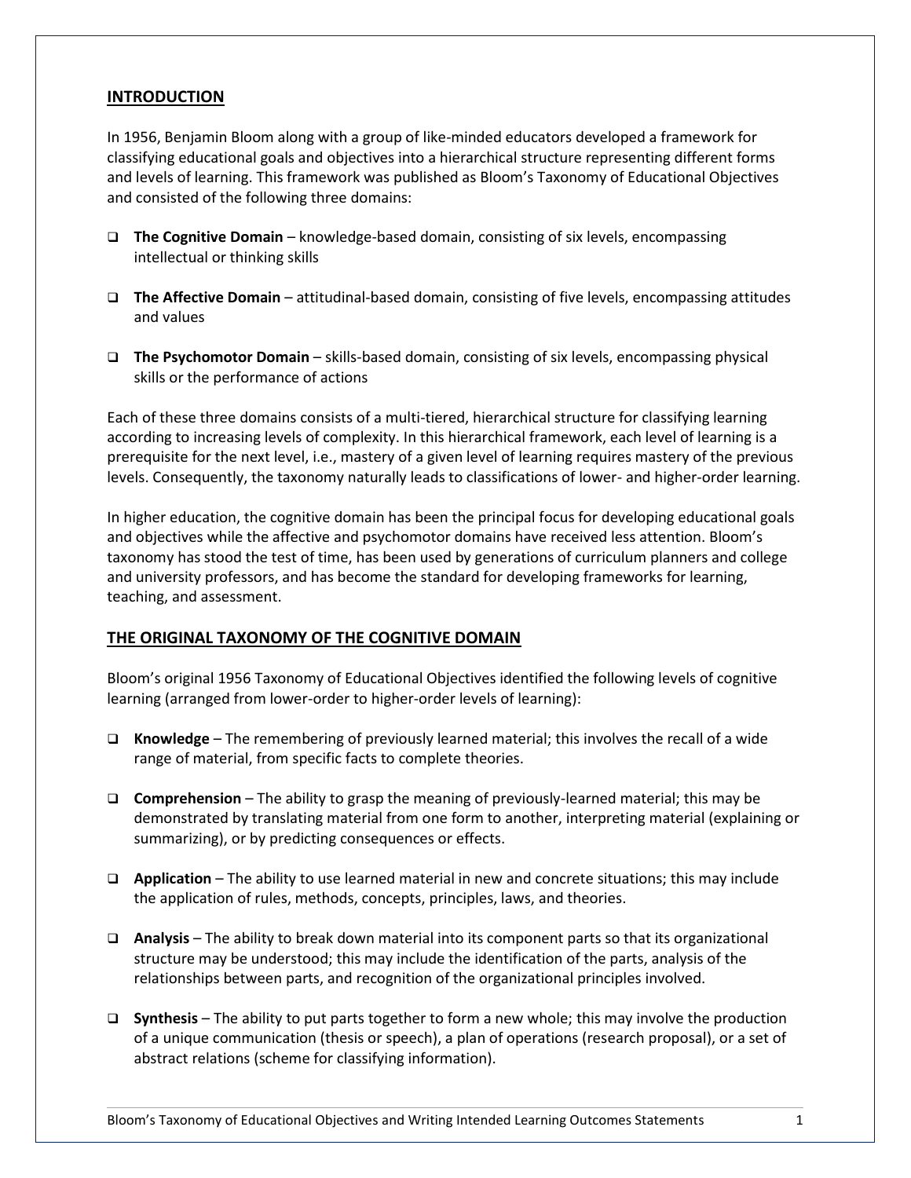## INTRODUCTION

In 1956, Benjamin Bloom along with a group of like-minded educators developed a framework for classifying educational goals and objectives into a hierarchical structure representing different forms and levels of learning. This framework was published as Bloom's Taxonomy of Educational Objectives and consisted of the following three domains:

- **The Cognitive Domain** – knowledge-based domain, consisting of six levels, encompassing intellectual or thinking skills
- **The Affective Domain** – attitudinal-based domain, consisting of five levels, encompassing attitudes and values
- **The Psychomotor Domain** – skills-based domain, consisting of six levels, encompassing physical skills or the performance of actions

Each of these three domains consists of a multi-tiered, hierarchical structure for classifying learning according to increasing levels of complexity. In this hierarchical framework, each level of learning is a prerequisite for the next level, i.e., mastery of a given level of learning requires mastery of the previous levels. Consequently, the taxonomy naturally leads to classifications of lower- and higher-order learning.

In higher education, the cognitive domain has been the principal focus for developing educational goals and objectives while the affective and psychomotor domains have received less attention. Bloom's taxonomy has stood the test of time, has been used by generations of curriculum planners and college and university professors, and has become the standard for developing frameworks for learning, teaching, and assessment.

## THE ORIGINAL TAXONOMY OF THE COGNITIVE DOMAIN

Bloom's original 1956 Taxonomy of Educational Objectives identified the following levels of cognitive learning (arranged from lower-order to higher-order levels of learning):

- **Knowledge** – The remembering of previously learned material; this involves the recall of a wide range of material, from specific facts to complete theories.
- **Comprehension** – The ability to grasp the meaning of previously-learned material; this may be demonstrated by translating material from one form to another, interpreting material (explaining or summarizing), or by predicting consequences or effects.
- **Application** – The ability to use learned material in new and concrete situations; this may include the application of rules, methods, concepts, principles, laws, and theories.
- **Analysis** – The ability to break down material into its component parts so that its organizational structure may be understood; this may include the identification of the parts, analysis of the relationships between parts, and recognition of the organizational principles involved.
- **Synthesis** – The ability to put parts together to form a new whole; this may involve the production of a unique communication (thesis or speech), a plan of operations (research proposal), or a set of abstract relations (scheme for classifying information).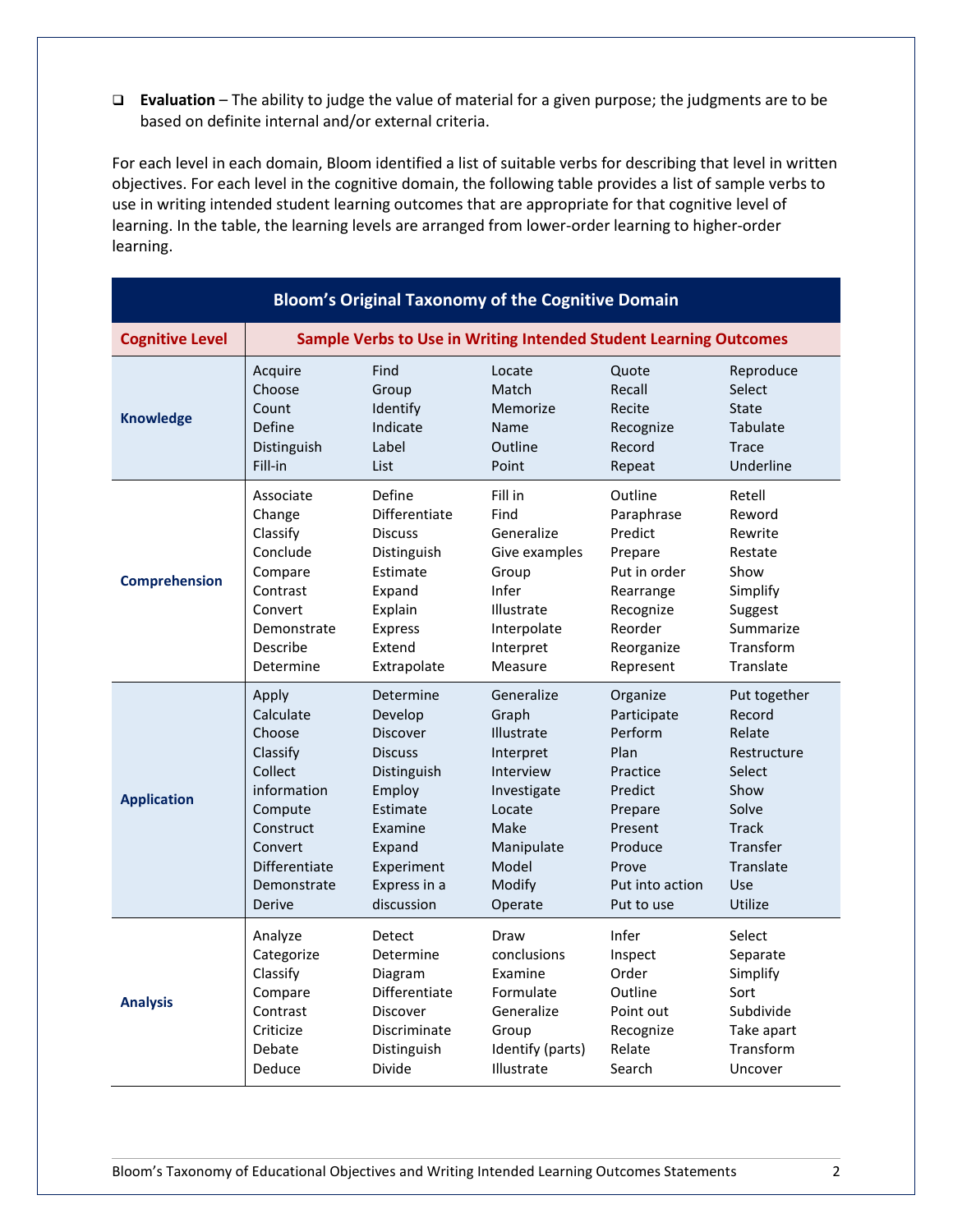- **Evaluation** – The ability to judge the value of material for a given purpose; the judgments are to be based on definite internal and/or external criteria.

For each level in each domain, Bloom identified a list of suitable verbs for describing that level in written objectives. For each level in the cognitive domain, the following table provides a list of sample verbs to use in writing intended student learning outcomes that are appropriate for that cognitive level of learning. In the table, the learning levels are arranged from lower-order learning to higher-order learning.

| Bloom's Original Taxonomy of the Cognitive Domain | | | | | |
|---|---|---|---|---|---|
| **Cognitive Level** | **Sample Verbs to Use in Writing Intended Student Learning Outcomes** | | | | |
| **Knowledge** | Acquire<br>Choose<br>Count<br>Define<br>Distinguish<br>Fill-in | Find<br>Group<br>Identify<br>Indicate<br>Label<br>List | Locate<br>Match<br>Memorize<br>Name<br>Outline<br>Point | Quote<br>Recall<br>Recite<br>Recognize<br>Record<br>Repeat | Reproduce<br>Select<br>State<br>Tabulate<br>Trace<br>Underline |
| **Comprehension** | Associate<br>Change<br>Classify<br>Conclude<br>Compare<br>Contrast<br>Convert<br>Demonstrate<br>Describe<br>Determine | Define<br>Differentiate<br>Discuss<br>Distinguish<br>Estimate<br>Expand<br>Explain<br>Express<br>Extend<br>Extrapolate | Fill in<br>Find<br>Generalize<br>Give examples<br>Group<br>Infer<br>Illustrate<br>Interpolate<br>Interpret<br>Measure | Outline<br>Paraphrase<br>Predict<br>Prepare<br>Put in order<br>Rearrange<br>Recognize<br>Reorder<br>Reorganize<br>Represent | Retell<br>Reword<br>Rewrite<br>Restate<br>Show<br>Simplify<br>Suggest<br>Summarize<br>Transform<br>Translate |
| **Application** | Apply<br>Calculate<br>Choose<br>Classify<br>Collect information<br>Compute<br>Construct<br>Convert<br>Differentiate<br>Demonstrate<br>Derive | Determine<br>Develop<br>Discover<br>Discuss<br>Distinguish<br>Employ<br>Estimate<br>Examine<br>Expand<br>Experiment<br>Express in a discussion | Generalize<br>Graph<br>Illustrate<br>Interpret<br>Interview<br>Investigate<br>Locate<br>Make<br>Manipulate<br>Model<br>Modify<br>Operate | Organize<br>Participate<br>Perform<br>Plan<br>Practice<br>Predict<br>Prepare<br>Present<br>Produce<br>Prove<br>Put into action<br>Put to use | Put together<br>Record<br>Relate<br>Restructure<br>Select<br>Show<br>Solve<br>Track<br>Transfer<br>Translate<br>Use<br>Utilize |
| **Analysis** | Analyze<br>Categorize<br>Classify<br>Compare<br>Contrast<br>Criticize<br>Debate<br>Deduce | Detect<br>Determine<br>Diagram<br>Differentiate<br>Discover<br>Discriminate<br>Distinguish<br>Divide | Draw conclusions<br>Examine<br>Formulate<br>Generalize<br>Group<br>Identify (parts)<br>Illustrate | Infer<br>Inspect<br>Order<br>Outline<br>Point out<br>Recognize<br>Relate<br>Search | Select<br>Separate<br>Simplify<br>Sort<br>Subdivide<br>Take apart<br>Transform<br>Uncover |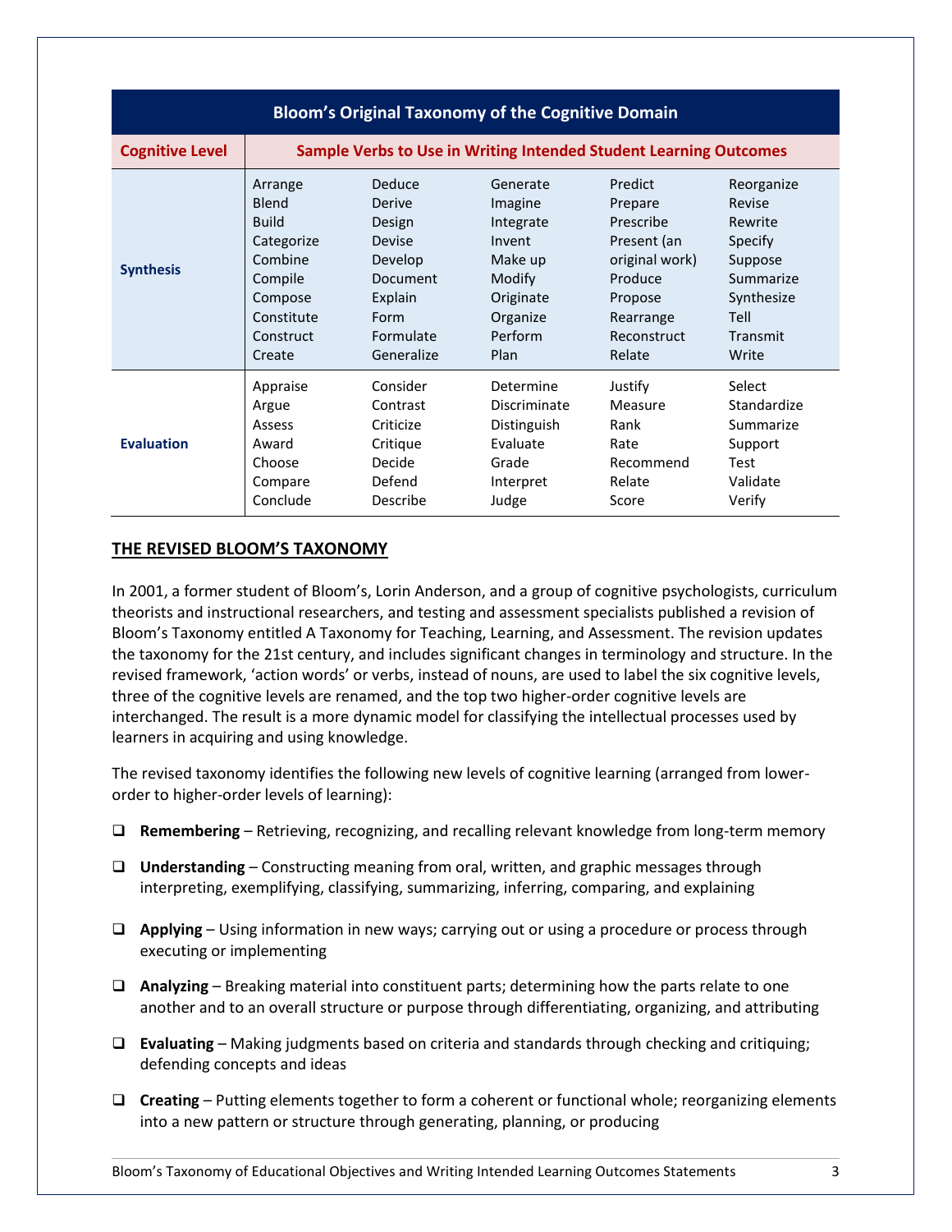| Bloom's Original Taxonomy of the Cognitive Domain | | | | | |
|---|---|---|---|---|---|
| **Cognitive Level** | **Sample Verbs to Use in Writing Intended Student Learning Outcomes** | | | | |
| **Synthesis** | Arrange<br>Blend<br>Build<br>Categorize<br>Combine<br>Compile<br>Compose<br>Constitute<br>Construct<br>Create | Deduce<br>Derive<br>Design<br>Devise<br>Develop<br>Document<br>Explain<br>Form<br>Formulate<br>Generalize | Generate<br>Imagine<br>Integrate<br>Invent<br>Make up<br>Modify<br>Originate<br>Organize<br>Perform<br>Plan | Predict<br>Prepare<br>Prescribe<br>Present (an original work)<br>Produce<br>Propose<br>Rearrange<br>Reconstruct<br>Relate | Reorganize<br>Revise<br>Rewrite<br>Specify<br>Suppose<br>Summarize<br>Synthesize<br>Tell<br>Transmit<br>Write |
| **Evaluation** | Appraise<br>Argue<br>Assess<br>Award<br>Choose<br>Compare<br>Conclude | Consider<br>Contrast<br>Criticize<br>Critique<br>Decide<br>Defend<br>Describe | Determine<br>Discriminate<br>Distinguish<br>Evaluate<br>Grade<br>Interpret<br>Judge | Justify<br>Measure<br>Rank<br>Rate<br>Recommend<br>Relate<br>Score | Select<br>Standardize<br>Summarize<br>Support<br>Test<br>Validate<br>Verify |

## THE REVISED BLOOM'S TAXONOMY

In 2001, a former student of Bloom's, Lorin Anderson, and a group of cognitive psychologists, curriculum theorists and instructional researchers, and testing and assessment specialists published a revision of Bloom's Taxonomy entitled A Taxonomy for Teaching, Learning, and Assessment. The revision updates the taxonomy for the 21st century, and includes significant changes in terminology and structure. In the revised framework, 'action words' or verbs, instead of nouns, are used to label the six cognitive levels, three of the cognitive levels are renamed, and the top two higher-order cognitive levels are interchanged. The result is a more dynamic model for classifying the intellectual processes used by learners in acquiring and using knowledge.

The revised taxonomy identifies the following new levels of cognitive learning (arranged from lower-order to higher-order levels of learning):

- **Remembering** – Retrieving, recognizing, and recalling relevant knowledge from long-term memory
- **Understanding** – Constructing meaning from oral, written, and graphic messages through interpreting, exemplifying, classifying, summarizing, inferring, comparing, and explaining
- **Applying** – Using information in new ways; carrying out or using a procedure or process through executing or implementing
- **Analyzing** – Breaking material into constituent parts; determining how the parts relate to one another and to an overall structure or purpose through differentiating, organizing, and attributing
- **Evaluating** – Making judgments based on criteria and standards through checking and critiquing; defending concepts and ideas
- **Creating** – Putting elements together to form a coherent or functional whole; reorganizing elements into a new pattern or structure through generating, planning, or producing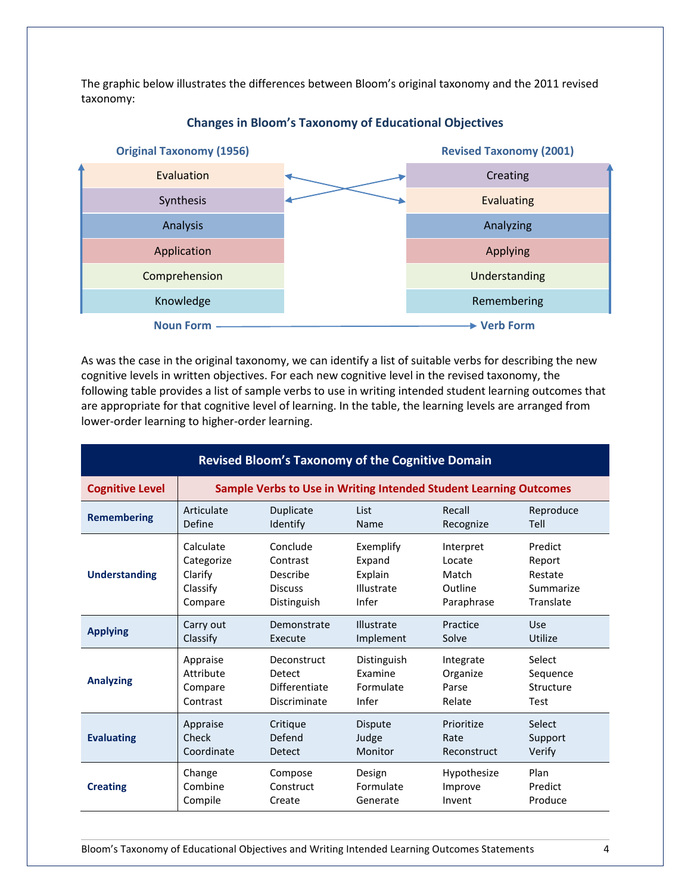The graphic below illustrates the differences between Bloom's original taxonomy and the 2011 revised taxonomy:

**Changes in Bloom's Taxonomy of Educational Objectives**

| Original Taxonomy (1956) | Revised Taxonomy (2001) |
|---|---|
| Evaluation | Creating |
| Synthesis | Evaluating |
| Analysis | Analyzing |
| Application | Applying |
| Comprehension | Understanding |
| Knowledge | Remembering |
| Noun Form | Verb Form |

As was the case in the original taxonomy, we can identify a list of suitable verbs for describing the new cognitive levels in written objectives. For each new cognitive level in the revised taxonomy, the following table provides a list of sample verbs to use in writing intended student learning outcomes that are appropriate for that cognitive level of learning. In the table, the learning levels are arranged from lower-order learning to higher-order learning.

**Revised Bloom's Taxonomy of the Cognitive Domain**

| Cognitive Level | Sample Verbs to Use in Writing Intended Student Learning Outcomes | | | | |
|---|---|---|---|---|---|
| **Remembering** | Articulate<br>Define | Duplicate<br>Identify | List<br>Name | Recall<br>Recognize | Reproduce<br>Tell |
| **Understanding** | Calculate<br>Categorize<br>Clarify<br>Classify<br>Compare | Conclude<br>Contrast<br>Describe<br>Discuss<br>Distinguish | Exemplify<br>Expand<br>Explain<br>Illustrate<br>Infer | Interpret<br>Locate<br>Match<br>Outline<br>Paraphrase | Predict<br>Report<br>Restate<br>Summarize<br>Translate |
| **Applying** | Carry out<br>Classify | Demonstrate<br>Execute | Illustrate<br>Implement | Practice<br>Solve | Use<br>Utilize |
| **Analyzing** | Appraise<br>Attribute<br>Compare<br>Contrast | Deconstruct<br>Detect<br>Differentiate<br>Discriminate | Distinguish<br>Examine<br>Formulate<br>Infer | Integrate<br>Organize<br>Parse<br>Relate | Select<br>Sequence<br>Structure<br>Test |
| **Evaluating** | Appraise<br>Check<br>Coordinate | Critique<br>Defend<br>Detect | Dispute<br>Judge<br>Monitor | Prioritize<br>Rate<br>Reconstruct | Select<br>Support<br>Verify |
| **Creating** | Change<br>Combine<br>Compile | Compose<br>Construct<br>Create | Design<br>Formulate<br>Generate | Hypothesize<br>Improve<br>Invent | Plan<br>Predict<br>Produce |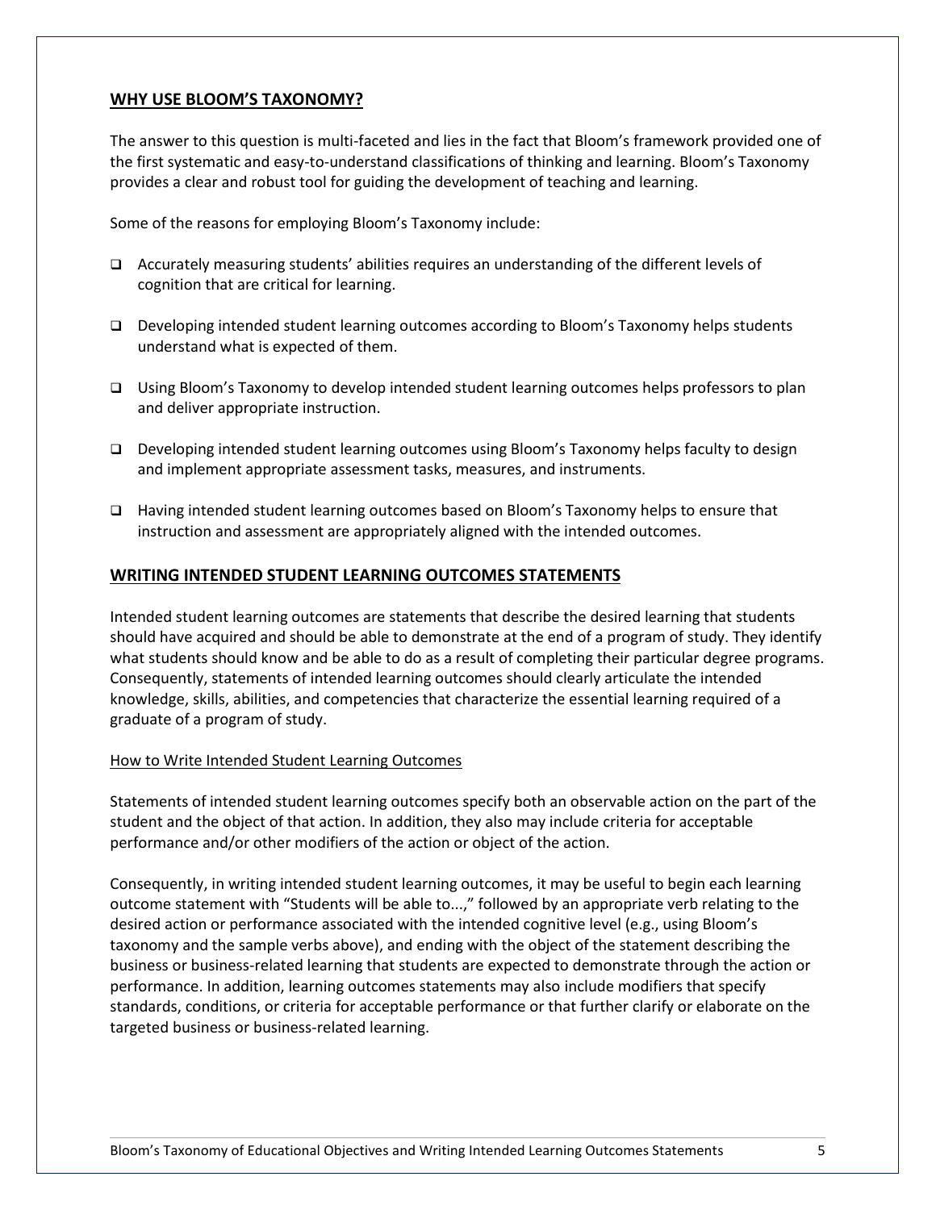## WHY USE BLOOM'S TAXONOMY?

The answer to this question is multi-faceted and lies in the fact that Bloom's framework provided one of the first systematic and easy-to-understand classifications of thinking and learning. Bloom's Taxonomy provides a clear and robust tool for guiding the development of teaching and learning.

Some of the reasons for employing Bloom's Taxonomy include:

- Accurately measuring students' abilities requires an understanding of the different levels of cognition that are critical for learning.
- Developing intended student learning outcomes according to Bloom's Taxonomy helps students understand what is expected of them.
- Using Bloom's Taxonomy to develop intended student learning outcomes helps professors to plan and deliver appropriate instruction.
- Developing intended student learning outcomes using Bloom's Taxonomy helps faculty to design and implement appropriate assessment tasks, measures, and instruments.
- Having intended student learning outcomes based on Bloom's Taxonomy helps to ensure that instruction and assessment are appropriately aligned with the intended outcomes.

## WRITING INTENDED STUDENT LEARNING OUTCOMES STATEMENTS

Intended student learning outcomes are statements that describe the desired learning that students should have acquired and should be able to demonstrate at the end of a program of study. They identify what students should know and be able to do as a result of completing their particular degree programs. Consequently, statements of intended learning outcomes should clearly articulate the intended knowledge, skills, abilities, and competencies that characterize the essential learning required of a graduate of a program of study.

### How to Write Intended Student Learning Outcomes

Statements of intended student learning outcomes specify both an observable action on the part of the student and the object of that action. In addition, they also may include criteria for acceptable performance and/or other modifiers of the action or object of the action.

Consequently, in writing intended student learning outcomes, it may be useful to begin each learning outcome statement with "Students will be able to...," followed by an appropriate verb relating to the desired action or performance associated with the intended cognitive level (e.g., using Bloom's taxonomy and the sample verbs above), and ending with the object of the statement describing the business or business-related learning that students are expected to demonstrate through the action or performance. In addition, learning outcomes statements may also include modifiers that specify standards, conditions, or criteria for acceptable performance or that further clarify or elaborate on the targeted business or business-related learning.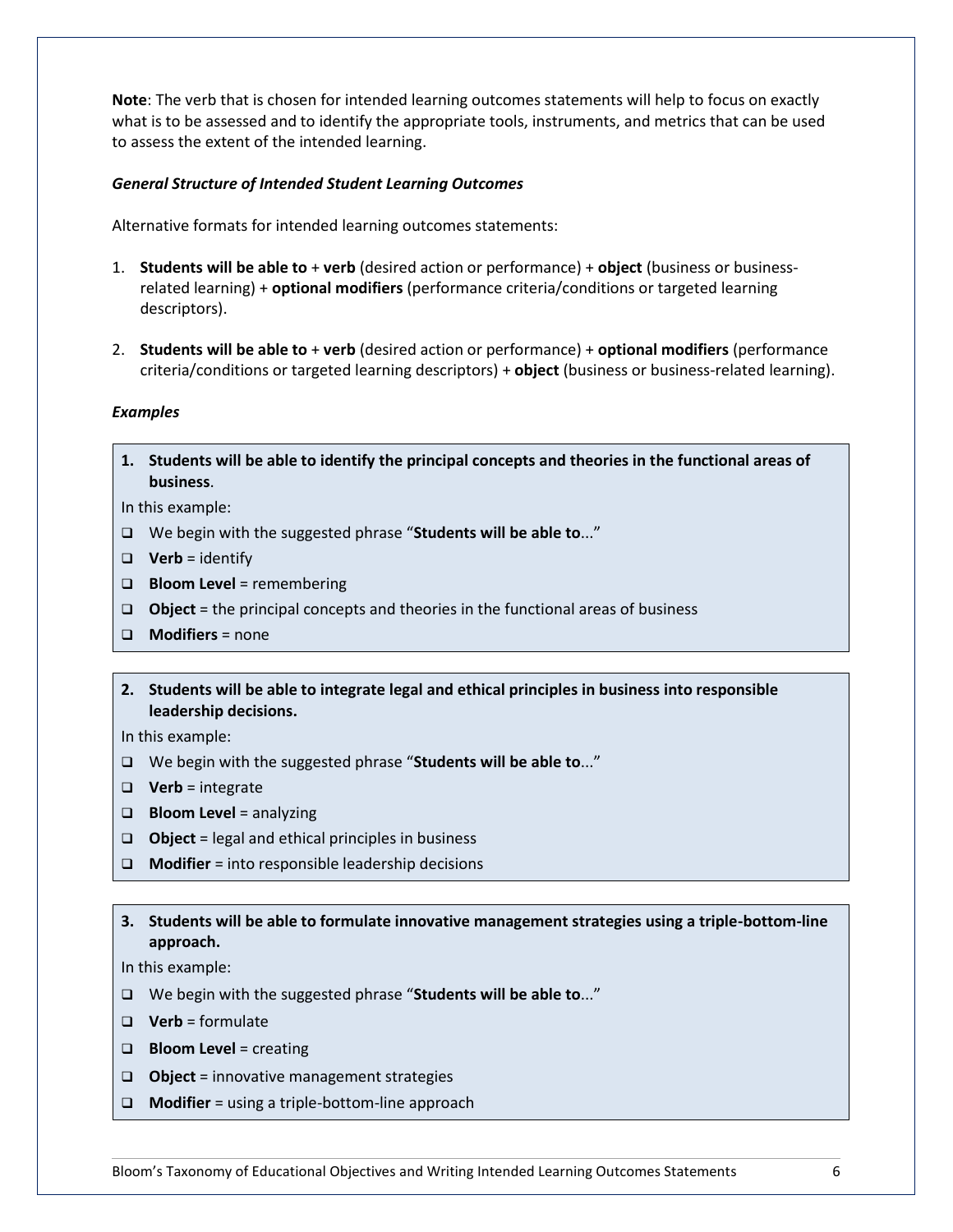**Note**: The verb that is chosen for intended learning outcomes statements will help to focus on exactly what is to be assessed and to identify the appropriate tools, instruments, and metrics that can be used to assess the extent of the intended learning.

***General Structure of Intended Student Learning Outcomes***

Alternative formats for intended learning outcomes statements:

1. **Students will be able to** + **verb** (desired action or performance) + **object** (business or business-related learning) + **optional modifiers** (performance criteria/conditions or targeted learning descriptors).

2. **Students will be able to** + **verb** (desired action or performance) + **optional modifiers** (performance criteria/conditions or targeted learning descriptors) + **object** (business or business-related learning).

***Examples***

**1. Students will be able to identify the principal concepts and theories in the functional areas of business**.

In this example:

- We begin with the suggested phrase "**Students will be able to**..."
- **Verb** = identify
- **Bloom Level** = remembering
- **Object** = the principal concepts and theories in the functional areas of business
- **Modifiers** = none

**2. Students will be able to integrate legal and ethical principles in business into responsible leadership decisions.**

In this example:

- We begin with the suggested phrase "**Students will be able to**..."
- **Verb** = integrate
- **Bloom Level** = analyzing
- **Object** = legal and ethical principles in business
- **Modifier** = into responsible leadership decisions

**3. Students will be able to formulate innovative management strategies using a triple-bottom-line approach.**

In this example:

- We begin with the suggested phrase "**Students will be able to**..."
- **Verb** = formulate
- **Bloom Level** = creating
- **Object** = innovative management strategies
- **Modifier** = using a triple-bottom-line approach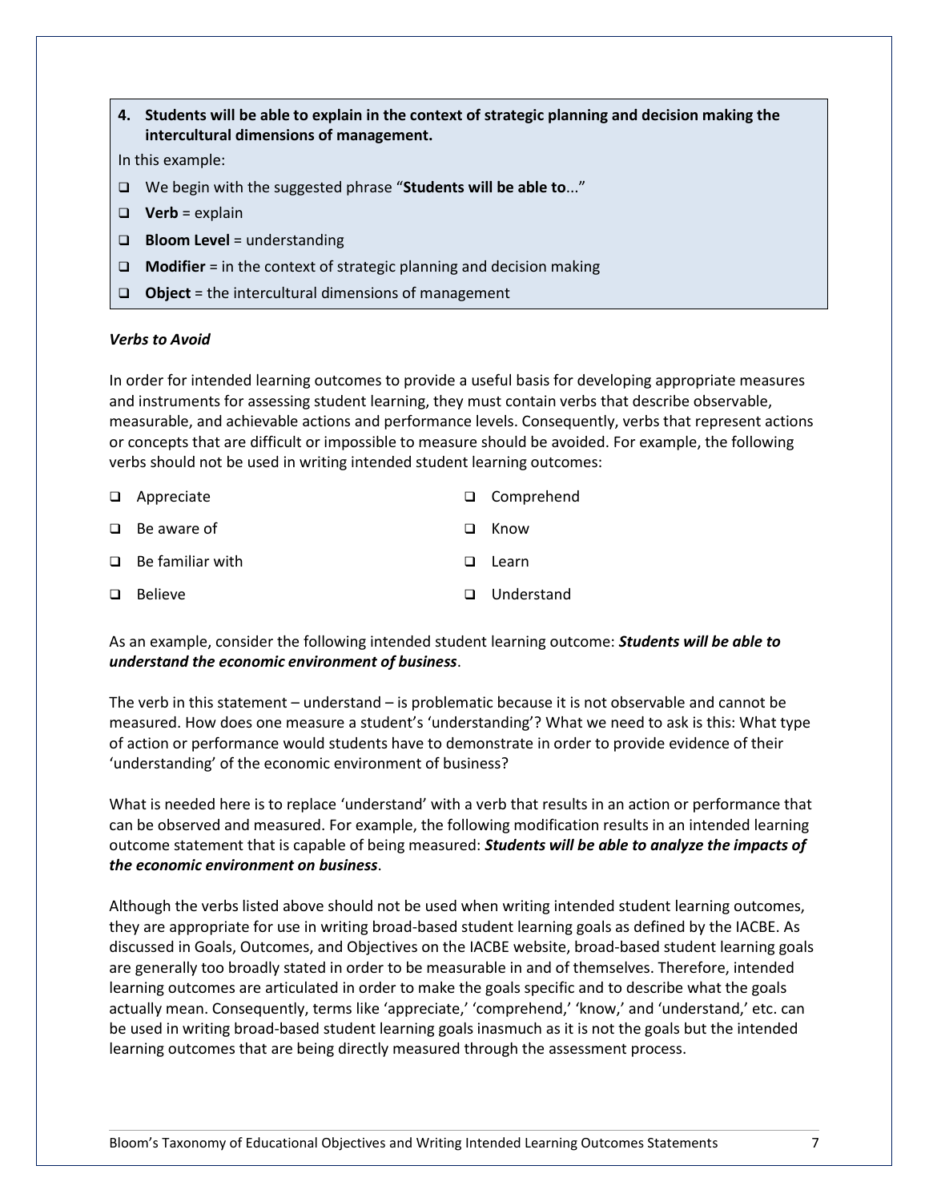**4. Students will be able to explain in the context of strategic planning and decision making the intercultural dimensions of management.**

In this example:

- We begin with the suggested phrase "**Students will be able to**..."
- **Verb** = explain
- **Bloom Level** = understanding
- **Modifier** = in the context of strategic planning and decision making
- **Object** = the intercultural dimensions of management

***Verbs to Avoid***

In order for intended learning outcomes to provide a useful basis for developing appropriate measures and instruments for assessing student learning, they must contain verbs that describe observable, measurable, and achievable actions and performance levels. Consequently, verbs that represent actions or concepts that are difficult or impossible to measure should be avoided. For example, the following verbs should not be used in writing intended student learning outcomes:

- Appreciate
- Be aware of
- Be familiar with
- Believe
- Comprehend
- Know
- Learn
- Understand

As an example, consider the following intended student learning outcome: ***Students will be able to understand the economic environment of business***.

The verb in this statement – understand – is problematic because it is not observable and cannot be measured. How does one measure a student's 'understanding'? What we need to ask is this: What type of action or performance would students have to demonstrate in order to provide evidence of their 'understanding' of the economic environment of business?

What is needed here is to replace 'understand' with a verb that results in an action or performance that can be observed and measured. For example, the following modification results in an intended learning outcome statement that is capable of being measured: ***Students will be able to analyze the impacts of the economic environment on business***.

Although the verbs listed above should not be used when writing intended student learning outcomes, they are appropriate for use in writing broad-based student learning goals as defined by the IACBE. As discussed in Goals, Outcomes, and Objectives on the IACBE website, broad-based student learning goals are generally too broadly stated in order to be measurable in and of themselves. Therefore, intended learning outcomes are articulated in order to make the goals specific and to describe what the goals actually mean. Consequently, terms like 'appreciate,' 'comprehend,' 'know,' and 'understand,' etc. can be used in writing broad-based student learning goals inasmuch as it is not the goals but the intended learning outcomes that are being directly measured through the assessment process.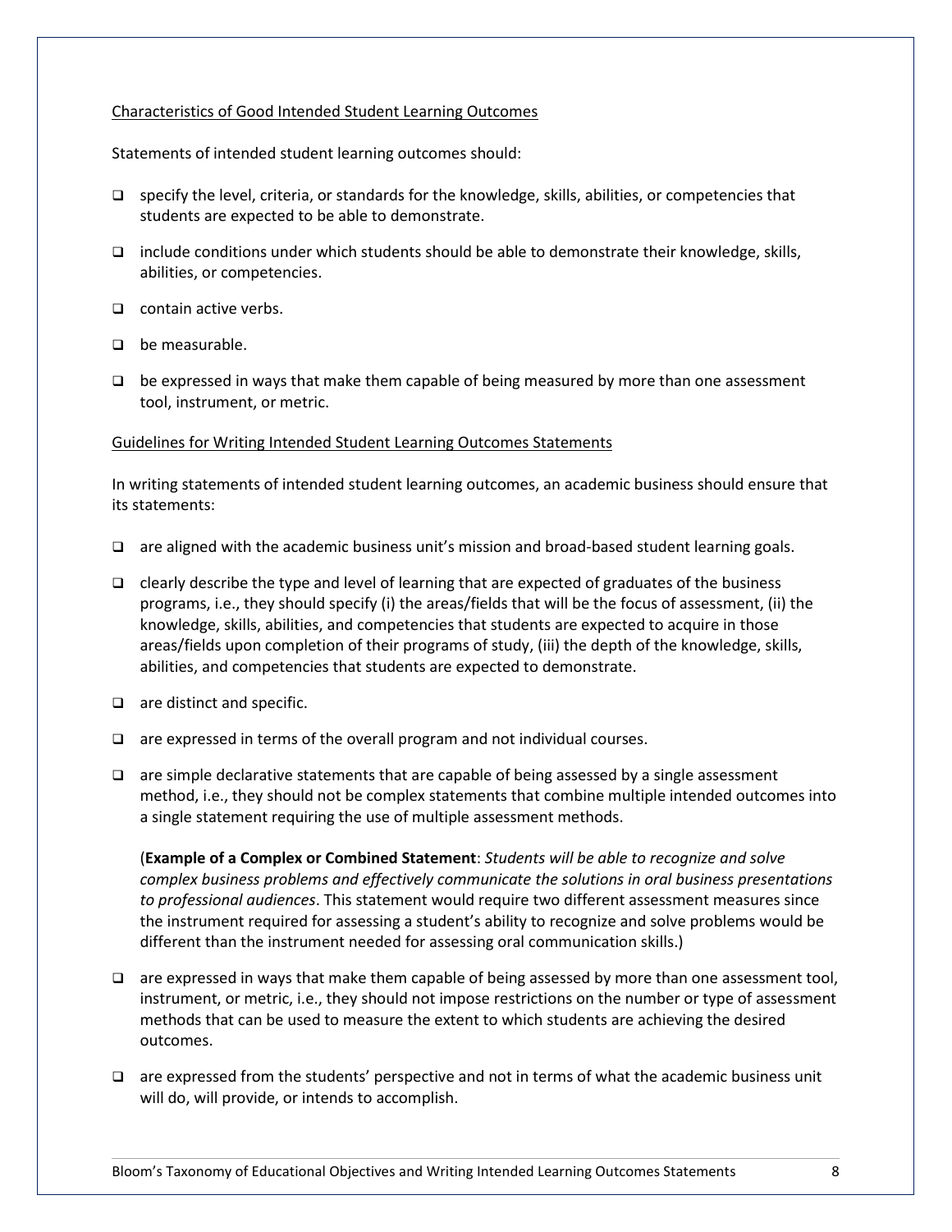Characteristics of Good Intended Student Learning Outcomes

Statements of intended student learning outcomes should:

- specify the level, criteria, or standards for the knowledge, skills, abilities, or competencies that students are expected to be able to demonstrate.
- include conditions under which students should be able to demonstrate their knowledge, skills, abilities, or competencies.
- contain active verbs.
- be measurable.
- be expressed in ways that make them capable of being measured by more than one assessment tool, instrument, or metric.

Guidelines for Writing Intended Student Learning Outcomes Statements

In writing statements of intended student learning outcomes, an academic business should ensure that its statements:

- are aligned with the academic business unit's mission and broad-based student learning goals.
- clearly describe the type and level of learning that are expected of graduates of the business programs, i.e., they should specify (i) the areas/fields that will be the focus of assessment, (ii) the knowledge, skills, abilities, and competencies that students are expected to acquire in those areas/fields upon completion of their programs of study, (iii) the depth of the knowledge, skills, abilities, and competencies that students are expected to demonstrate.
- are distinct and specific.
- are expressed in terms of the overall program and not individual courses.
- are simple declarative statements that are capable of being assessed by a single assessment method, i.e., they should not be complex statements that combine multiple intended outcomes into a single statement requiring the use of multiple assessment methods.

  (**Example of a Complex or Combined Statement**: *Students will be able to recognize and solve complex business problems and effectively communicate the solutions in oral business presentations to professional audiences*. This statement would require two different assessment measures since the instrument required for assessing a student's ability to recognize and solve problems would be different than the instrument needed for assessing oral communication skills.)
- are expressed in ways that make them capable of being assessed by more than one assessment tool, instrument, or metric, i.e., they should not impose restrictions on the number or type of assessment methods that can be used to measure the extent to which students are achieving the desired outcomes.
- are expressed from the students' perspective and not in terms of what the academic business unit will do, will provide, or intends to accomplish.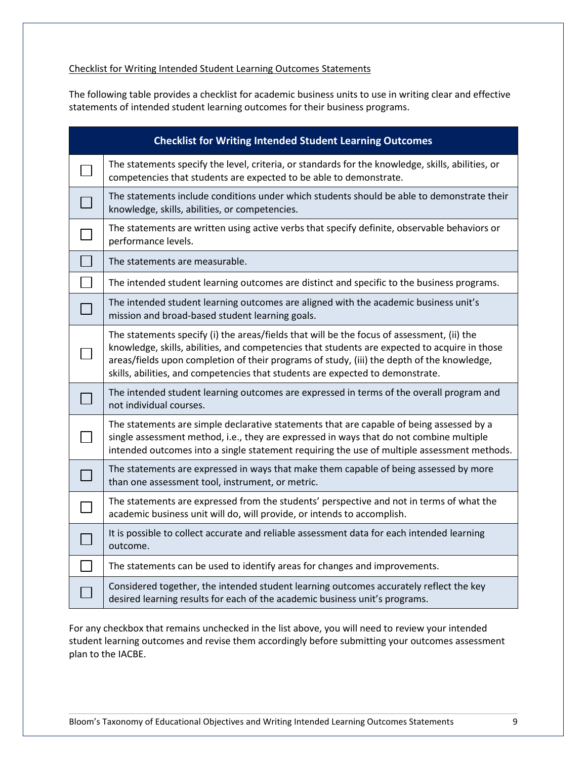Checklist for Writing Intended Student Learning Outcomes Statements

The following table provides a checklist for academic business units to use in writing clear and effective statements of intended student learning outcomes for their business programs.

| Checklist for Writing Intended Student Learning Outcomes | |
|---|---|
| ☐ | The statements specify the level, criteria, or standards for the knowledge, skills, abilities, or competencies that students are expected to be able to demonstrate. |
| ☐ | The statements include conditions under which students should be able to demonstrate their knowledge, skills, abilities, or competencies. |
| ☐ | The statements are written using active verbs that specify definite, observable behaviors or performance levels. |
| ☐ | The statements are measurable. |
| ☐ | The intended student learning outcomes are distinct and specific to the business programs. |
| ☐ | The intended student learning outcomes are aligned with the academic business unit's mission and broad-based student learning goals. |
| ☐ | The statements specify (i) the areas/fields that will be the focus of assessment, (ii) the knowledge, skills, abilities, and competencies that students are expected to acquire in those areas/fields upon completion of their programs of study, (iii) the depth of the knowledge, skills, abilities, and competencies that students are expected to demonstrate. |
| ☐ | The intended student learning outcomes are expressed in terms of the overall program and not individual courses. |
| ☐ | The statements are simple declarative statements that are capable of being assessed by a single assessment method, i.e., they are expressed in ways that do not combine multiple intended outcomes into a single statement requiring the use of multiple assessment methods. |
| ☐ | The statements are expressed in ways that make them capable of being assessed by more than one assessment tool, instrument, or metric. |
| ☐ | The statements are expressed from the students' perspective and not in terms of what the academic business unit will do, will provide, or intends to accomplish. |
| ☐ | It is possible to collect accurate and reliable assessment data for each intended learning outcome. |
| ☐ | The statements can be used to identify areas for changes and improvements. |
| ☐ | Considered together, the intended student learning outcomes accurately reflect the key desired learning results for each of the academic business unit's programs. |

For any checkbox that remains unchecked in the list above, you will need to review your intended student learning outcomes and revise them accordingly before submitting your outcomes assessment plan to the IACBE.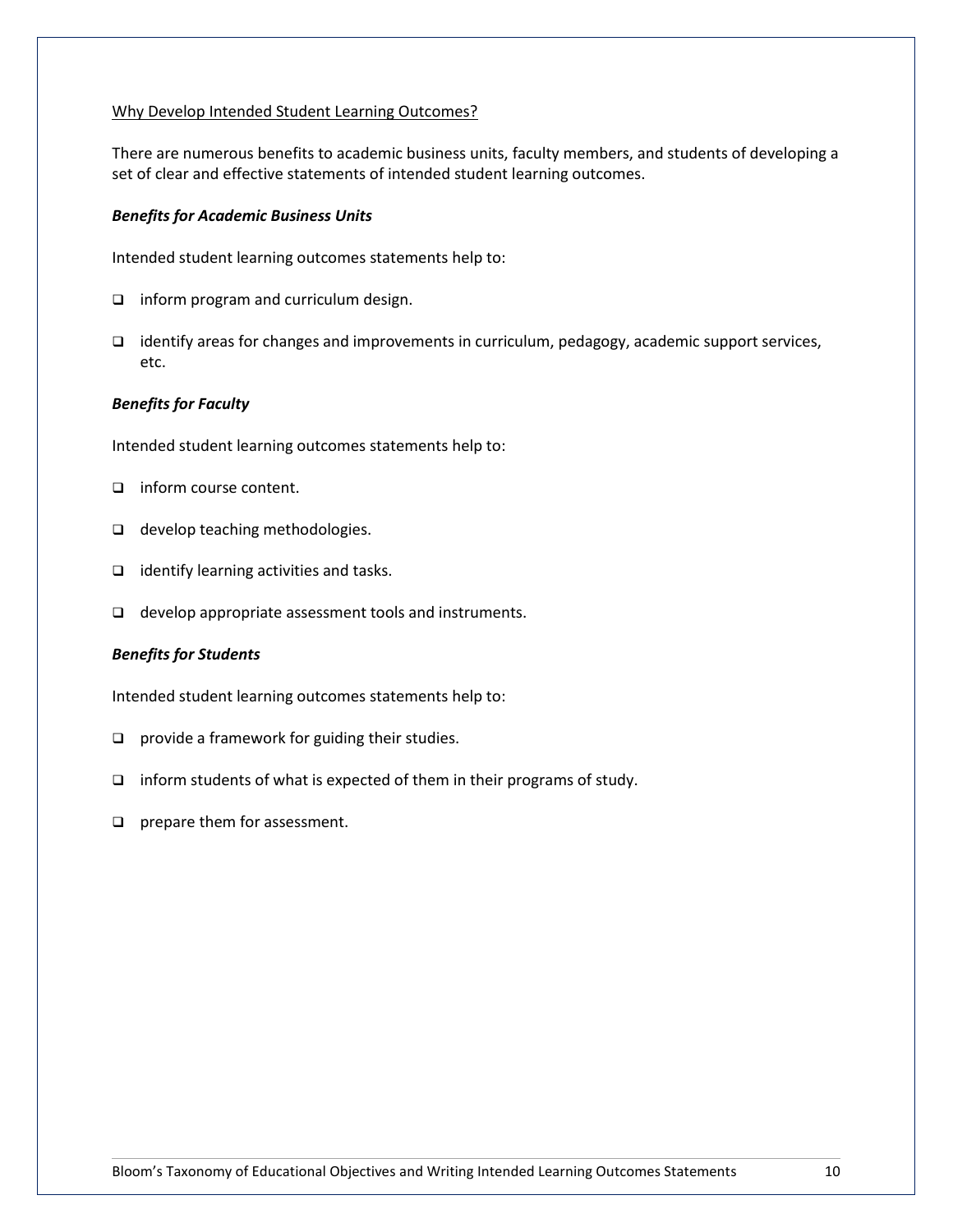Why Develop Intended Student Learning Outcomes?

There are numerous benefits to academic business units, faculty members, and students of developing a set of clear and effective statements of intended student learning outcomes.

***Benefits for Academic Business Units***

Intended student learning outcomes statements help to:

- inform program and curriculum design.
- identify areas for changes and improvements in curriculum, pedagogy, academic support services, etc.

***Benefits for Faculty***

Intended student learning outcomes statements help to:

- inform course content.
- develop teaching methodologies.
- identify learning activities and tasks.
- develop appropriate assessment tools and instruments.

***Benefits for Students***

Intended student learning outcomes statements help to:

- provide a framework for guiding their studies.
- inform students of what is expected of them in their programs of study.
- prepare them for assessment.